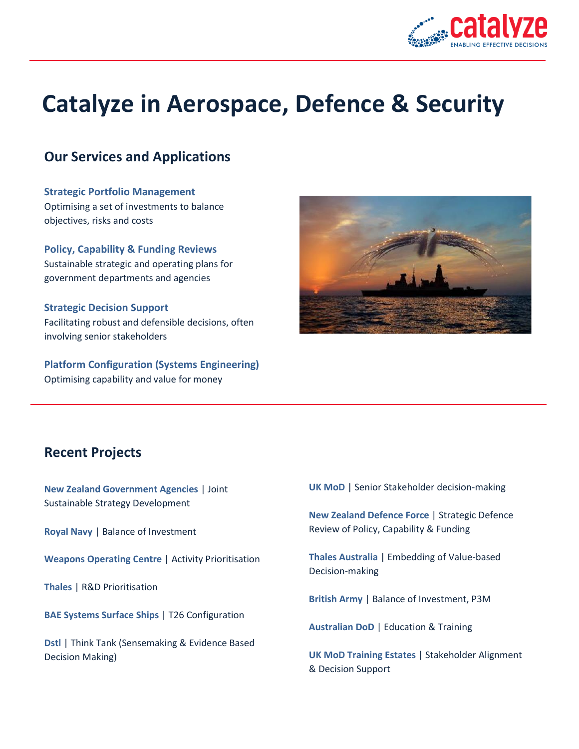# Catalyze in Aerospace, Defence & Security

## Our Services and Applications

**Strategic Portfolio Management**
Optimising a set of investments to balance objectives, risks and costs

**Policy, Capability & Funding Reviews**
Sustainable strategic and operating plans for government departments and agencies

**Strategic Decision Support**
Facilitating robust and defensible decisions, often involving senior stakeholders

**Platform Configuration (Systems Engineering)**
Optimising capability and value for money

## Recent Projects

**New Zealand Government Agencies** | Joint Sustainable Strategy Development

**Royal Navy** | Balance of Investment

**Weapons Operating Centre** | Activity Prioritisation

**Thales** | R&D Prioritisation

**BAE Systems Surface Ships** | T26 Configuration

**Dstl** | Think Tank (Sensemaking & Evidence Based Decision Making)

**UK MoD** | Senior Stakeholder decision-making

**New Zealand Defence Force** | Strategic Defence Review of Policy, Capability & Funding

**Thales Australia** | Embedding of Value-based Decision-making

**British Army** | Balance of Investment, P3M

**Australian DoD** | Education & Training

**UK MoD Training Estates** | Stakeholder Alignment & Decision Support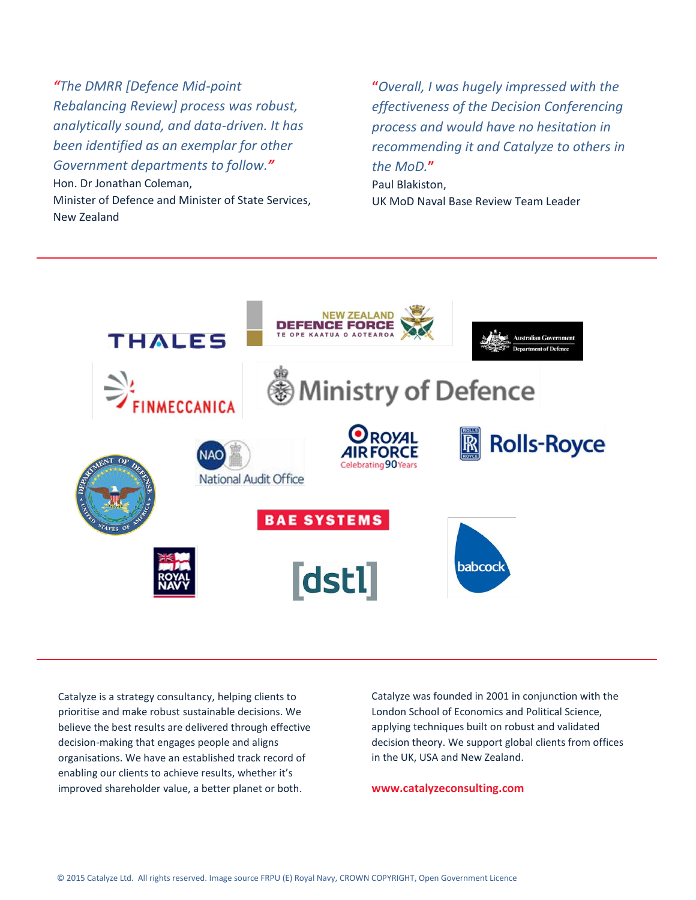*"The DMRR [Defence Mid-point Rebalancing Review] process was robust, analytically sound, and data-driven. It has been identified as an exemplar for other Government departments to follow."*

Hon. Dr Jonathan Coleman,
Minister of Defence and Minister of State Services,
New Zealand

*"Overall, I was hugely impressed with the effectiveness of the Decision Conferencing process and would have no hesitation in recommending it and Catalyze to others in the MoD."*

Paul Blakiston,
UK MoD Naval Base Review Team Leader

---

THALES

NEW ZEALAND DEFENCE FORCE
TE OPE KAATUA O AOTEAROA

Australian Government
Department of Defence

FINMECCANICA

Ministry of Defence

Department of Defense United States of America

NAO National Audit Office

ROYAL AIR FORCE Celebrating 90 Years

Rolls-Royce

BAE SYSTEMS

ROYAL NAVY

[dstl]

babcock

---

Catalyze is a strategy consultancy, helping clients to prioritise and make robust sustainable decisions. We believe the best results are delivered through effective decision-making that engages people and aligns organisations. We have an established track record of enabling our clients to achieve results, whether it's improved shareholder value, a better planet or both.

Catalyze was founded in 2001 in conjunction with the London School of Economics and Political Science, applying techniques built on robust and validated decision theory. We support global clients from offices in the UK, USA and New Zealand.

**www.catalyzeconsulting.com**

© 2015 Catalyze Ltd. All rights reserved. Image source FRPU (E) Royal Navy, CROWN COPYRIGHT, Open Government Licence